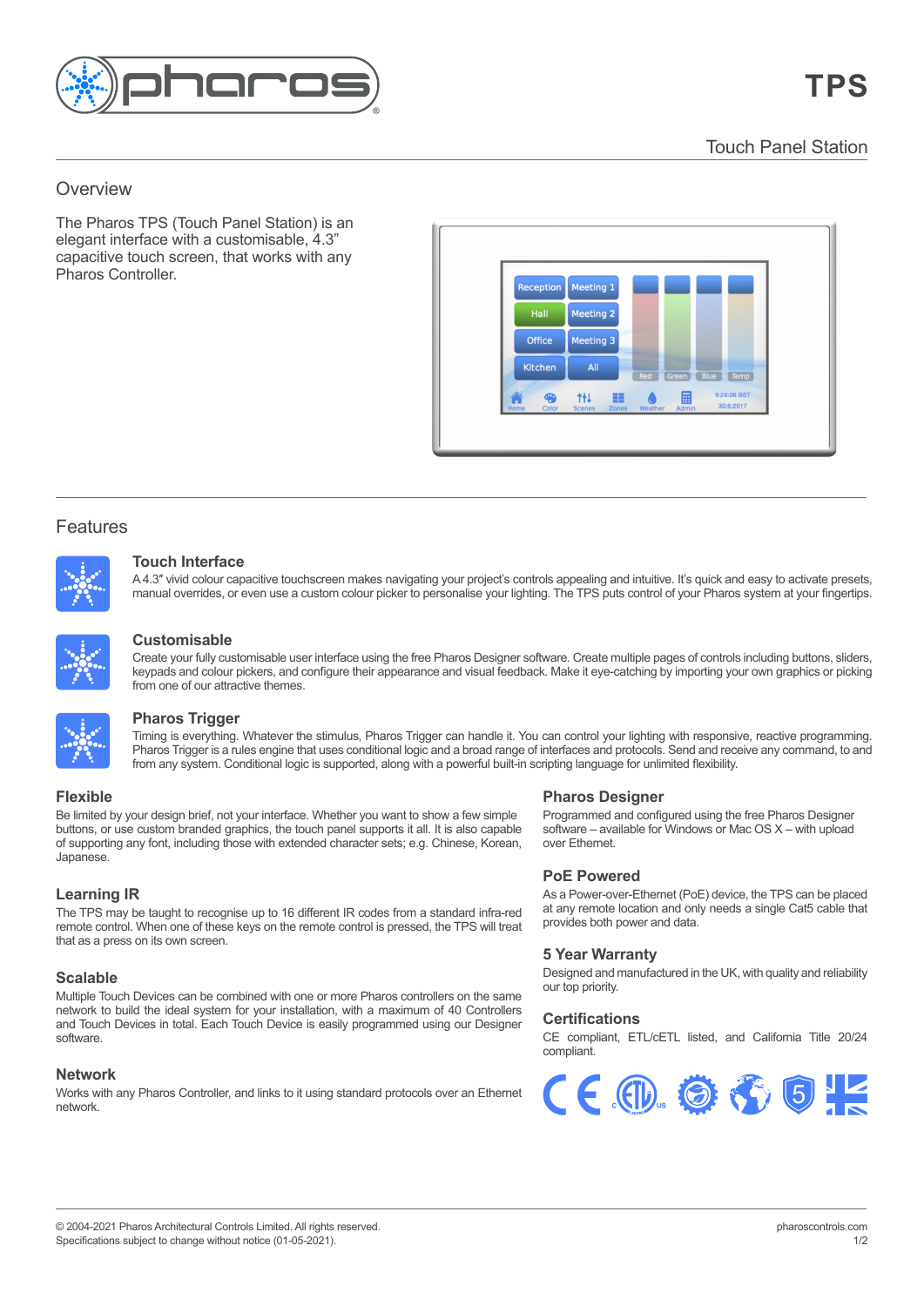# TPS

Touch Panel Station

## Overview

The Pharos TPS (Touch Panel Station) is an elegant interface with a customisable, 4.3" capacitive touch screen, that works with any Pharos Controller.

## Features

### Touch Interface

A 4.3″ vivid colour capacitive touchscreen makes navigating your project's controls appealing and intuitive. It's quick and easy to activate presets, manual overrides, or even use a custom colour picker to personalise your lighting. The TPS puts control of your Pharos system at your fingertips.

### Customisable

Create your fully customisable user interface using the free Pharos Designer software. Create multiple pages of controls including buttons, sliders, keypads and colour pickers, and configure their appearance and visual feedback. Make it eye-catching by importing your own graphics or picking from one of our attractive themes.

### Pharos Trigger

Timing is everything. Whatever the stimulus, Pharos Trigger can handle it. You can control your lighting with responsive, reactive programming. Pharos Trigger is a rules engine that uses conditional logic and a broad range of interfaces and protocols. Send and receive any command, to and from any system. Conditional logic is supported, along with a powerful built-in scripting language for unlimited flexibility.

### Flexible

Be limited by your design brief, not your interface. Whether you want to show a few simple buttons, or use custom branded graphics, the touch panel supports it all. It is also capable of supporting any font, including those with extended character sets; e.g. Chinese, Korean, Japanese.

### Learning IR

The TPS may be taught to recognise up to 16 different IR codes from a standard infra-red remote control. When one of these keys on the remote control is pressed, the TPS will treat that as a press on its own screen.

### Scalable

Multiple Touch Devices can be combined with one or more Pharos controllers on the same network to build the ideal system for your installation, with a maximum of 40 Controllers and Touch Devices in total. Each Touch Device is easily programmed using our Designer software.

### Network

Works with any Pharos Controller, and links to it using standard protocols over an Ethernet network.

### Pharos Designer

Programmed and configured using the free Pharos Designer software – available for Windows or Mac OS X – with upload over Ethernet.

### PoE Powered

As a Power-over-Ethernet (PoE) device, the TPS can be placed at any remote location and only needs a single Cat5 cable that provides both power and data.

### 5 Year Warranty

Designed and manufactured in the UK, with quality and reliability our top priority.

### Certifications

CE compliant, ETL/cETL listed, and California Title 20/24 compliant.

© 2004-2021 Pharos Architectural Controls Limited. All rights reserved.
Specifications subject to change without notice (01-05-2021).

pharoscontrols.com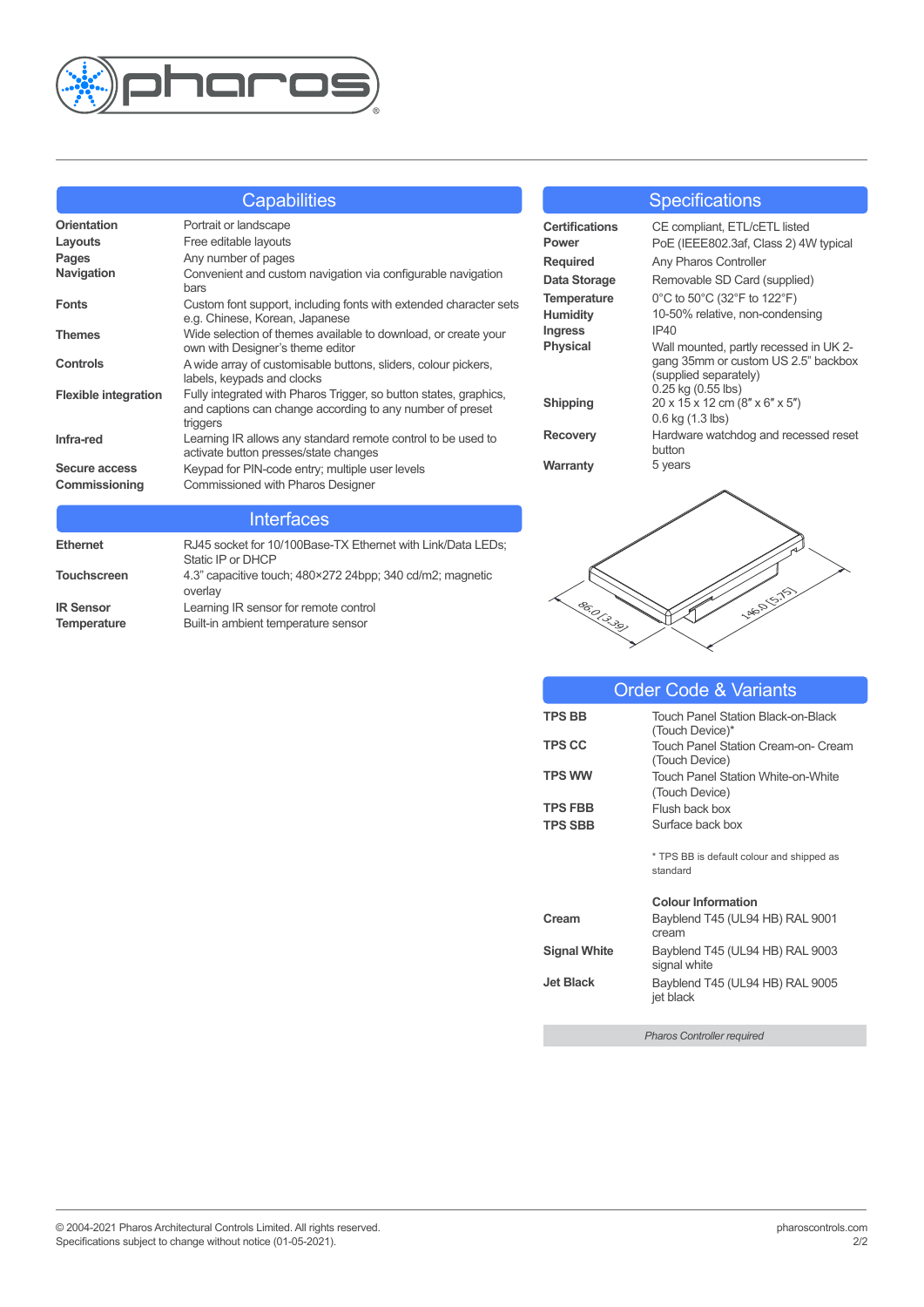## Capabilities

| | |
|---|---|
| **Orientation** | Portrait or landscape |
| **Layouts** | Free editable layouts |
| **Pages** | Any number of pages |
| **Navigation** | Convenient and custom navigation via configurable navigation bars |
| **Fonts** | Custom font support, including fonts with extended character sets e.g. Chinese, Korean, Japanese |
| **Themes** | Wide selection of themes available to download, or create your own with Designer's theme editor |
| **Controls** | A wide array of customisable buttons, sliders, colour pickers, labels, keypads and clocks |
| **Flexible integration** | Fully integrated with Pharos Trigger, so button states, graphics, and captions can change according to any number of preset triggers |
| **Infra-red** | Learning IR allows any standard remote control to be used to activate button presses/state changes |
| **Secure access** | Keypad for PIN-code entry; multiple user levels |
| **Commissioning** | Commissioned with Pharos Designer |

## Interfaces

| | |
|---|---|
| **Ethernet** | RJ45 socket for 10/100Base-TX Ethernet with Link/Data LEDs; Static IP or DHCP |
| **Touchscreen** | 4.3" capacitive touch; 480×272 24bpp; 340 cd/m2; magnetic overlay |
| **IR Sensor** | Learning IR sensor for remote control |
| **Temperature** | Built-in ambient temperature sensor |

## Specifications

| | |
|---|---|
| **Certifications** | CE compliant, ETL/cETL listed |
| **Power** | PoE (IEEE802.3af, Class 2) 4W typical |
| **Required** | Any Pharos Controller |
| **Data Storage** | Removable SD Card (supplied) |
| **Temperature** | 0°C to 50°C (32°F to 122°F) |
| **Humidity** | 10-50% relative, non-condensing |
| **Ingress** | IP40 |
| **Physical** | Wall mounted, partly recessed in UK 2-gang 35mm or custom US 2.5" backbox (supplied separately) 0.25 kg (0.55 lbs) |
| **Shipping** | 20 x 15 x 12 cm (8″ x 6″ x 5″) 0.6 kg (1.3 lbs) |
| **Recovery** | Hardware watchdog and recessed reset button |
| **Warranty** | 5 years |

86.0 [3.39]

146.0 [5.75]

## Order Code & Variants

| | |
|---|---|
| **TPS BB** | Touch Panel Station Black-on-Black (Touch Device)* |
| **TPS CC** | Touch Panel Station Cream-on- Cream (Touch Device) |
| **TPS WW** | Touch Panel Station White-on-White (Touch Device) |
| **TPS FBB** | Flush back box |
| **TPS SBB** | Surface back box |

\* TPS BB is default colour and shipped as standard

**Colour Information**

| | |
|---|---|
| **Cream** | Bayblend T45 (UL94 HB) RAL 9001 cream |
| **Signal White** | Bayblend T45 (UL94 HB) RAL 9003 signal white |
| **Jet Black** | Bayblend T45 (UL94 HB) RAL 9005 jet black |

*Pharos Controller required*

© 2004-2021 Pharos Architectural Controls Limited. All rights reserved.
Specifications subject to change without notice (01-05-2021).

pharoscontrols.com